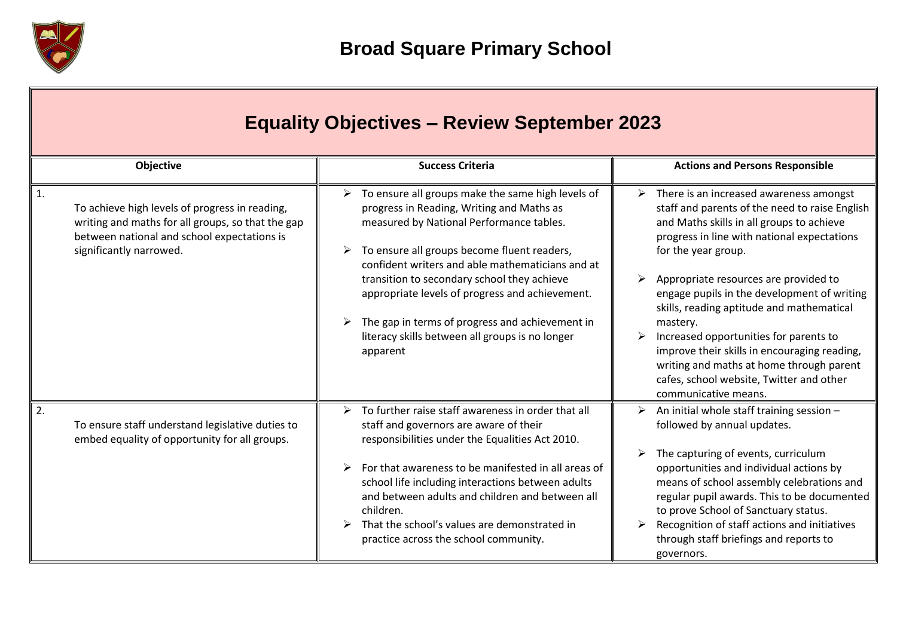# Broad Square Primary School

## Equality Objectives – Review September 2023

| Objective | Success Criteria | Actions and Persons Responsible |
|---|---|---|
| 1. To achieve high levels of progress in reading, writing and maths for all groups, so that the gap between national and school expectations is significantly narrowed. | ➢ To ensure all groups make the same high levels of progress in Reading, Writing and Maths as measured by National Performance tables.<br><br>➢ To ensure all groups become fluent readers, confident writers and able mathematicians and at transition to secondary school they achieve appropriate levels of progress and achievement.<br><br>➢ The gap in terms of progress and achievement in literacy skills between all groups is no longer apparent | ➢ There is an increased awareness amongst staff and parents of the need to raise English and Maths skills in all groups to achieve progress in line with national expectations for the year group.<br><br>➢ Appropriate resources are provided to engage pupils in the development of writing skills, reading aptitude and mathematical mastery.<br>➢ Increased opportunities for parents to improve their skills in encouraging reading, writing and maths at home through parent cafes, school website, Twitter and other communicative means. |
| 2. To ensure staff understand legislative duties to embed equality of opportunity for all groups. | ➢ To further raise staff awareness in order that all staff and governors are aware of their responsibilities under the Equalities Act 2010.<br><br>➢ For that awareness to be manifested in all areas of school life including interactions between adults and between adults and children and between all children.<br>➢ That the school's values are demonstrated in practice across the school community. | ➢ An initial whole staff training session – followed by annual updates.<br><br>➢ The capturing of events, curriculum opportunities and individual actions by means of school assembly celebrations and regular pupil awards. This to be documented to prove School of Sanctuary status.<br>➢ Recognition of staff actions and initiatives through staff briefings and reports to governors. |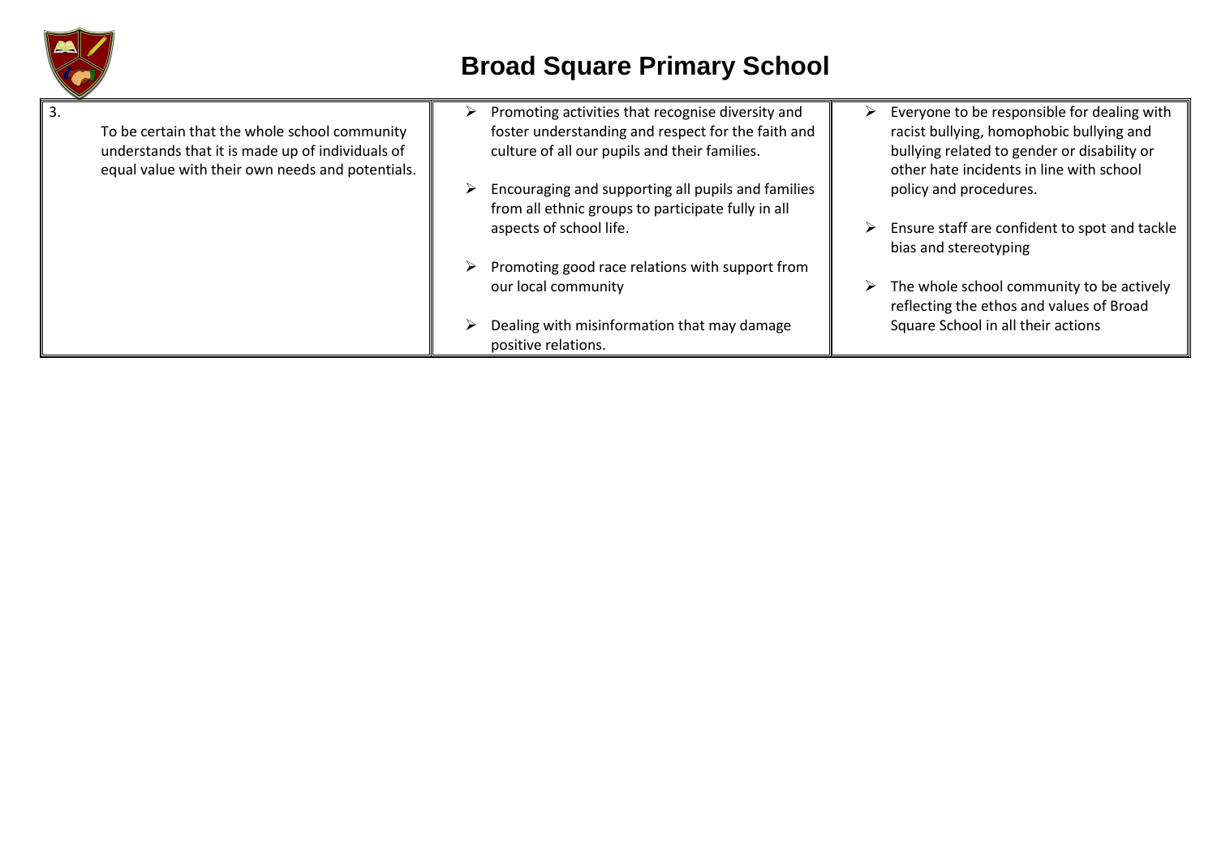# Broad Square Primary School

| | | |
|---|---|---|
| 3. To be certain that the whole school community understands that it is made up of individuals of equal value with their own needs and potentials. | ➢ Promoting activities that recognise diversity and foster understanding and respect for the faith and culture of all our pupils and their families.<br><br>➢ Encouraging and supporting all pupils and families from all ethnic groups to participate fully in all aspects of school life.<br><br>➢ Promoting good race relations with support from our local community<br><br>➢ Dealing with misinformation that may damage positive relations. | ➢ Everyone to be responsible for dealing with racist bullying, homophobic bullying and bullying related to gender or disability or other hate incidents in line with school policy and procedures.<br><br>➢ Ensure staff are confident to spot and tackle bias and stereotyping<br><br>➢ The whole school community to be actively reflecting the ethos and values of Broad Square School in all their actions |